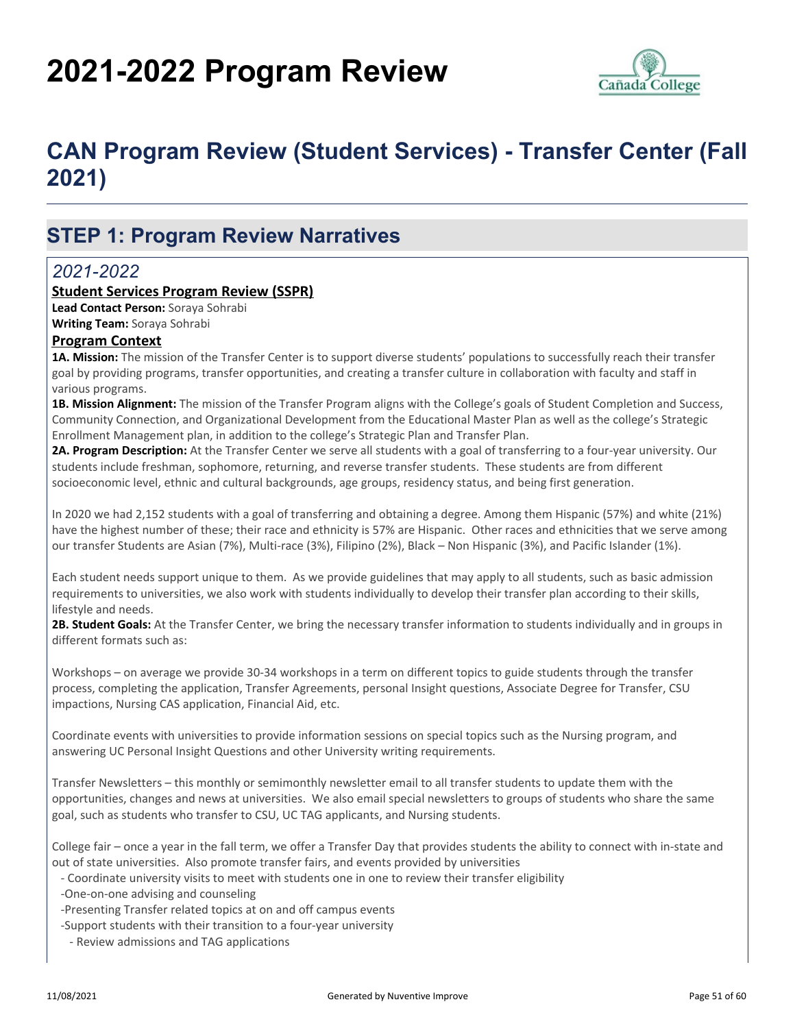# 2021-2022 Program Review

## CAN Program Review (Student Services) - Transfer Center (Fall 2021)

## STEP 1: Program Review Narratives

### *2021-2022*

**Student Services Program Review (SSPR)**

**Lead Contact Person:** Soraya Sohrabi
**Writing Team:** Soraya Sohrabi

**Program Context**

**1A. Mission:** The mission of the Transfer Center is to support diverse students' populations to successfully reach their transfer goal by providing programs, transfer opportunities, and creating a transfer culture in collaboration with faculty and staff in various programs.

**1B. Mission Alignment:** The mission of the Transfer Program aligns with the College's goals of Student Completion and Success, Community Connection, and Organizational Development from the Educational Master Plan as well as the college's Strategic Enrollment Management plan, in addition to the college's Strategic Plan and Transfer Plan.

**2A. Program Description:** At the Transfer Center we serve all students with a goal of transferring to a four-year university. Our students include freshman, sophomore, returning, and reverse transfer students. These students are from different socioeconomic level, ethnic and cultural backgrounds, age groups, residency status, and being first generation.

In 2020 we had 2,152 students with a goal of transferring and obtaining a degree. Among them Hispanic (57%) and white (21%) have the highest number of these; their race and ethnicity is 57% are Hispanic. Other races and ethnicities that we serve among our transfer Students are Asian (7%), Multi-race (3%), Filipino (2%), Black – Non Hispanic (3%), and Pacific Islander (1%).

Each student needs support unique to them. As we provide guidelines that may apply to all students, such as basic admission requirements to universities, we also work with students individually to develop their transfer plan according to their skills, lifestyle and needs.

**2B. Student Goals:** At the Transfer Center, we bring the necessary transfer information to students individually and in groups in different formats such as:

Workshops – on average we provide 30-34 workshops in a term on different topics to guide students through the transfer process, completing the application, Transfer Agreements, personal Insight questions, Associate Degree for Transfer, CSU impactions, Nursing CAS application, Financial Aid, etc.

Coordinate events with universities to provide information sessions on special topics such as the Nursing program, and answering UC Personal Insight Questions and other University writing requirements.

Transfer Newsletters – this monthly or semimonthly newsletter email to all transfer students to update them with the opportunities, changes and news at universities. We also email special newsletters to groups of students who share the same goal, such as students who transfer to CSU, UC TAG applicants, and Nursing students.

College fair – once a year in the fall term, we offer a Transfer Day that provides students the ability to connect with in-state and out of state universities. Also promote transfer fairs, and events provided by universities

- Coordinate university visits to meet with students one in one to review their transfer eligibility
- One-on-one advising and counseling
- Presenting Transfer related topics at on and off campus events
- Support students with their transition to a four-year university
  - Review admissions and TAG applications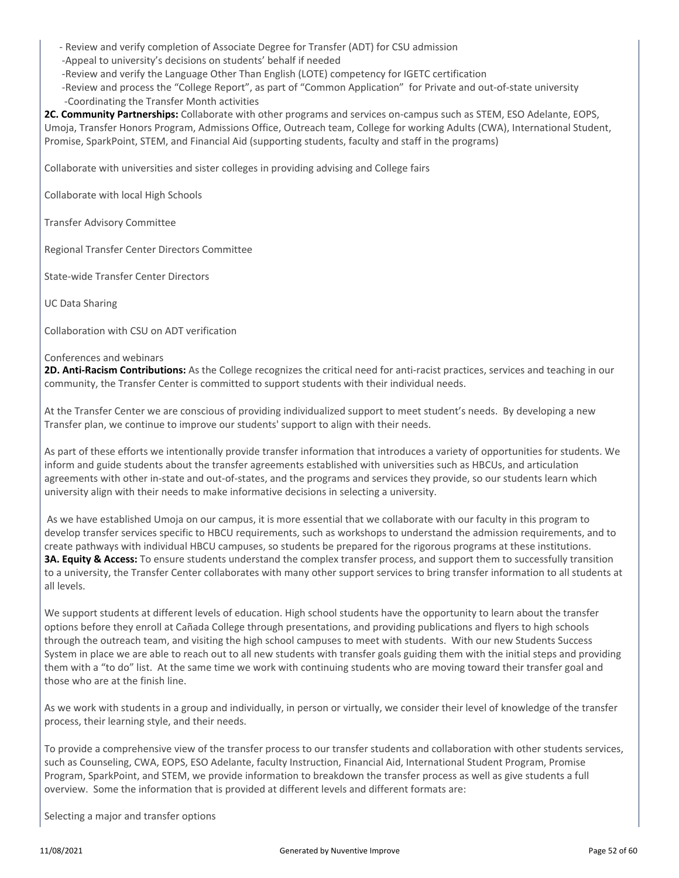- Review and verify completion of Associate Degree for Transfer (ADT) for CSU admission
- Appeal to university's decisions on students' behalf if needed
- Review and verify the Language Other Than English (LOTE) competency for IGETC certification
- Review and process the "College Report", as part of "Common Application" for Private and out-of-state university
- Coordinating the Transfer Month activities

**2C. Community Partnerships:** Collaborate with other programs and services on-campus such as STEM, ESO Adelante, EOPS, Umoja, Transfer Honors Program, Admissions Office, Outreach team, College for working Adults (CWA), International Student, Promise, SparkPoint, STEM, and Financial Aid (supporting students, faculty and staff in the programs)

Collaborate with universities and sister colleges in providing advising and College fairs

Collaborate with local High Schools

Transfer Advisory Committee

Regional Transfer Center Directors Committee

State-wide Transfer Center Directors

UC Data Sharing

Collaboration with CSU on ADT verification

Conferences and webinars

**2D. Anti-Racism Contributions:** As the College recognizes the critical need for anti-racist practices, services and teaching in our community, the Transfer Center is committed to support students with their individual needs.

At the Transfer Center we are conscious of providing individualized support to meet student's needs. By developing a new Transfer plan, we continue to improve our students' support to align with their needs.

As part of these efforts we intentionally provide transfer information that introduces a variety of opportunities for students. We inform and guide students about the transfer agreements established with universities such as HBCUs, and articulation agreements with other in-state and out-of-states, and the programs and services they provide, so our students learn which university align with their needs to make informative decisions in selecting a university.

As we have established Umoja on our campus, it is more essential that we collaborate with our faculty in this program to develop transfer services specific to HBCU requirements, such as workshops to understand the admission requirements, and to create pathways with individual HBCU campuses, so students be prepared for the rigorous programs at these institutions.

**3A. Equity & Access:** To ensure students understand the complex transfer process, and support them to successfully transition to a university, the Transfer Center collaborates with many other support services to bring transfer information to all students at all levels.

We support students at different levels of education. High school students have the opportunity to learn about the transfer options before they enroll at Cañada College through presentations, and providing publications and flyers to high schools through the outreach team, and visiting the high school campuses to meet with students. With our new Students Success System in place we are able to reach out to all new students with transfer goals guiding them with the initial steps and providing them with a "to do" list. At the same time we work with continuing students who are moving toward their transfer goal and those who are at the finish line.

As we work with students in a group and individually, in person or virtually, we consider their level of knowledge of the transfer process, their learning style, and their needs.

To provide a comprehensive view of the transfer process to our transfer students and collaboration with other students services, such as Counseling, CWA, EOPS, ESO Adelante, faculty Instruction, Financial Aid, International Student Program, Promise Program, SparkPoint, and STEM, we provide information to breakdown the transfer process as well as give students a full overview. Some the information that is provided at different levels and different formats are:

Selecting a major and transfer options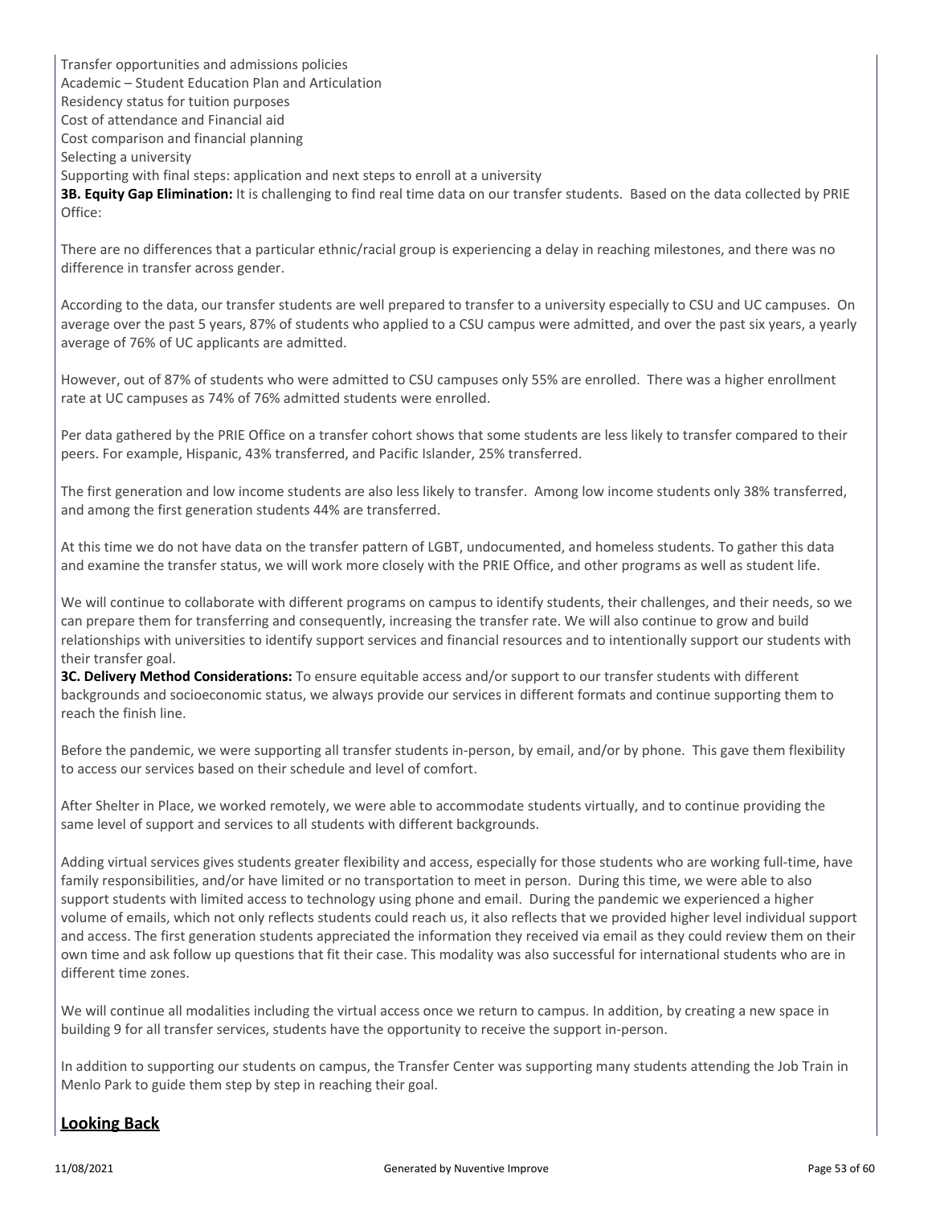Transfer opportunities and admissions policies
Academic – Student Education Plan and Articulation
Residency status for tuition purposes
Cost of attendance and Financial aid
Cost comparison and financial planning
Selecting a university
Supporting with final steps: application and next steps to enroll at a university

**3B. Equity Gap Elimination:** It is challenging to find real time data on our transfer students. Based on the data collected by PRIE Office:

There are no differences that a particular ethnic/racial group is experiencing a delay in reaching milestones, and there was no difference in transfer across gender.

According to the data, our transfer students are well prepared to transfer to a university especially to CSU and UC campuses. On average over the past 5 years, 87% of students who applied to a CSU campus were admitted, and over the past six years, a yearly average of 76% of UC applicants are admitted.

However, out of 87% of students who were admitted to CSU campuses only 55% are enrolled. There was a higher enrollment rate at UC campuses as 74% of 76% admitted students were enrolled.

Per data gathered by the PRIE Office on a transfer cohort shows that some students are less likely to transfer compared to their peers. For example, Hispanic, 43% transferred, and Pacific Islander, 25% transferred.

The first generation and low income students are also less likely to transfer. Among low income students only 38% transferred, and among the first generation students 44% are transferred.

At this time we do not have data on the transfer pattern of LGBT, undocumented, and homeless students. To gather this data and examine the transfer status, we will work more closely with the PRIE Office, and other programs as well as student life.

We will continue to collaborate with different programs on campus to identify students, their challenges, and their needs, so we can prepare them for transferring and consequently, increasing the transfer rate. We will also continue to grow and build relationships with universities to identify support services and financial resources and to intentionally support our students with their transfer goal.

**3C. Delivery Method Considerations:** To ensure equitable access and/or support to our transfer students with different backgrounds and socioeconomic status, we always provide our services in different formats and continue supporting them to reach the finish line.

Before the pandemic, we were supporting all transfer students in-person, by email, and/or by phone. This gave them flexibility to access our services based on their schedule and level of comfort.

After Shelter in Place, we worked remotely, we were able to accommodate students virtually, and to continue providing the same level of support and services to all students with different backgrounds.

Adding virtual services gives students greater flexibility and access, especially for those students who are working full-time, have family responsibilities, and/or have limited or no transportation to meet in person. During this time, we were able to also support students with limited access to technology using phone and email. During the pandemic we experienced a higher volume of emails, which not only reflects students could reach us, it also reflects that we provided higher level individual support and access. The first generation students appreciated the information they received via email as they could review them on their own time and ask follow up questions that fit their case. This modality was also successful for international students who are in different time zones.

We will continue all modalities including the virtual access once we return to campus. In addition, by creating a new space in building 9 for all transfer services, students have the opportunity to receive the support in-person.

In addition to supporting our students on campus, the Transfer Center was supporting many students attending the Job Train in Menlo Park to guide them step by step in reaching their goal.

## Looking Back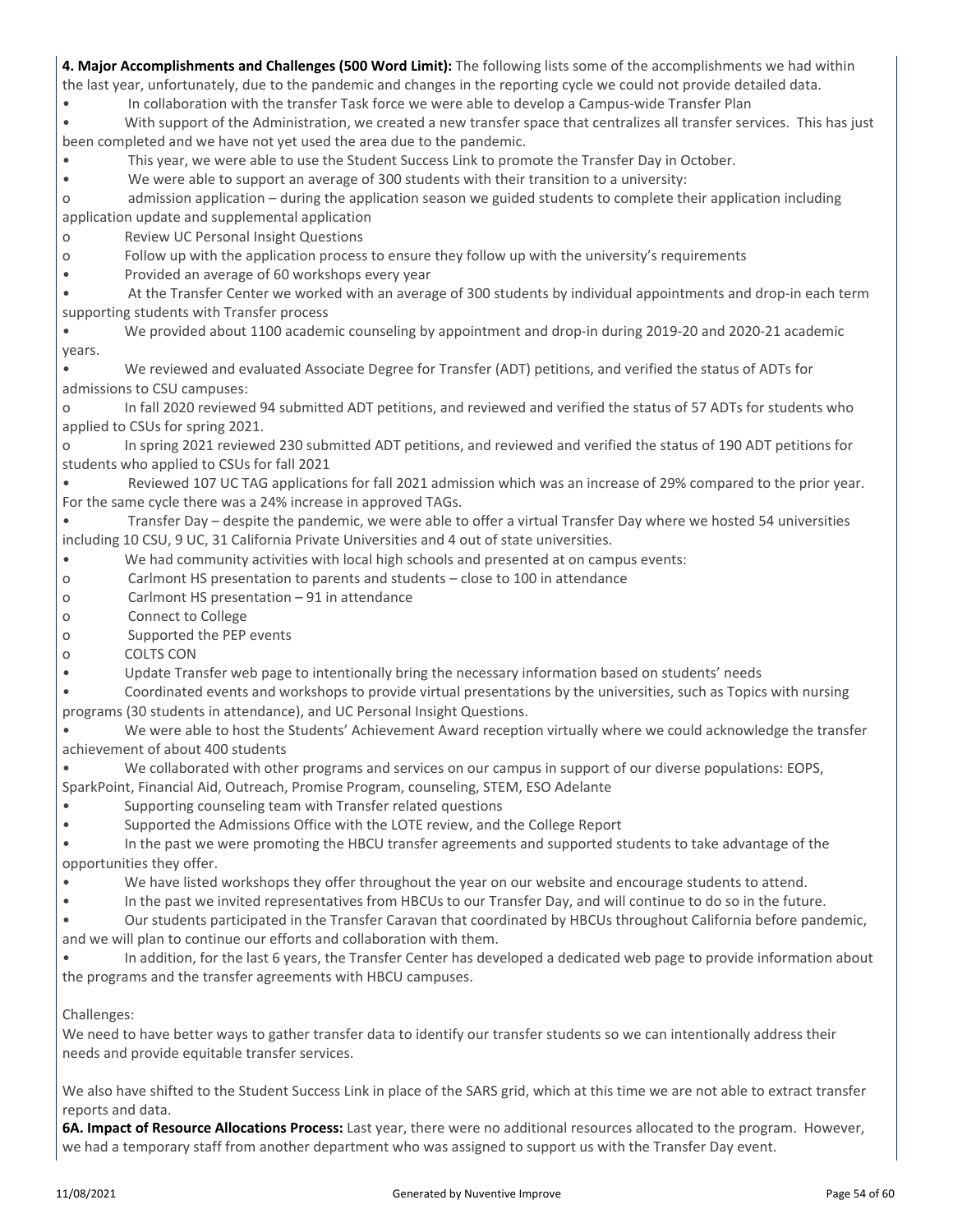**4. Major Accomplishments and Challenges (500 Word Limit):** The following lists some of the accomplishments we had within the last year, unfortunately, due to the pandemic and changes in the reporting cycle we could not provide detailed data.

- In collaboration with the transfer Task force we were able to develop a Campus-wide Transfer Plan
- With support of the Administration, we created a new transfer space that centralizes all transfer services. This has just been completed and we have not yet used the area due to the pandemic.
- This year, we were able to use the Student Success Link to promote the Transfer Day in October.
- We were able to support an average of 300 students with their transition to a university:
  - admission application – during the application season we guided students to complete their application including application update and supplemental application
  - Review UC Personal Insight Questions
  - Follow up with the application process to ensure they follow up with the university's requirements
- Provided an average of 60 workshops every year
- At the Transfer Center we worked with an average of 300 students by individual appointments and drop-in each term supporting students with Transfer process
- We provided about 1100 academic counseling by appointment and drop-in during 2019-20 and 2020-21 academic years.
- We reviewed and evaluated Associate Degree for Transfer (ADT) petitions, and verified the status of ADTs for admissions to CSU campuses:
  - In fall 2020 reviewed 94 submitted ADT petitions, and reviewed and verified the status of 57 ADTs for students who applied to CSUs for spring 2021.
  - In spring 2021 reviewed 230 submitted ADT petitions, and reviewed and verified the status of 190 ADT petitions for students who applied to CSUs for fall 2021
- Reviewed 107 UC TAG applications for fall 2021 admission which was an increase of 29% compared to the prior year. For the same cycle there was a 24% increase in approved TAGs.
- Transfer Day – despite the pandemic, we were able to offer a virtual Transfer Day where we hosted 54 universities including 10 CSU, 9 UC, 31 California Private Universities and 4 out of state universities.
- We had community activities with local high schools and presented at on campus events:
  - Carlmont HS presentation to parents and students – close to 100 in attendance
  - Carlmont HS presentation – 91 in attendance
  - Connect to College
  - Supported the PEP events
  - COLTS CON
- Update Transfer web page to intentionally bring the necessary information based on students' needs
- Coordinated events and workshops to provide virtual presentations by the universities, such as Topics with nursing programs (30 students in attendance), and UC Personal Insight Questions.
- We were able to host the Students' Achievement Award reception virtually where we could acknowledge the transfer achievement of about 400 students
- We collaborated with other programs and services on our campus in support of our diverse populations: EOPS, SparkPoint, Financial Aid, Outreach, Promise Program, counseling, STEM, ESO Adelante
- Supporting counseling team with Transfer related questions
- Supported the Admissions Office with the LOTE review, and the College Report
- In the past we were promoting the HBCU transfer agreements and supported students to take advantage of the opportunities they offer.
- We have listed workshops they offer throughout the year on our website and encourage students to attend.
- In the past we invited representatives from HBCUs to our Transfer Day, and will continue to do so in the future.
- Our students participated in the Transfer Caravan that coordinated by HBCUs throughout California before pandemic, and we will plan to continue our efforts and collaboration with them.
- In addition, for the last 6 years, the Transfer Center has developed a dedicated web page to provide information about the programs and the transfer agreements with HBCU campuses.

Challenges:

We need to have better ways to gather transfer data to identify our transfer students so we can intentionally address their needs and provide equitable transfer services.

We also have shifted to the Student Success Link in place of the SARS grid, which at this time we are not able to extract transfer reports and data.

**6A. Impact of Resource Allocations Process:** Last year, there were no additional resources allocated to the program. However, we had a temporary staff from another department who was assigned to support us with the Transfer Day event.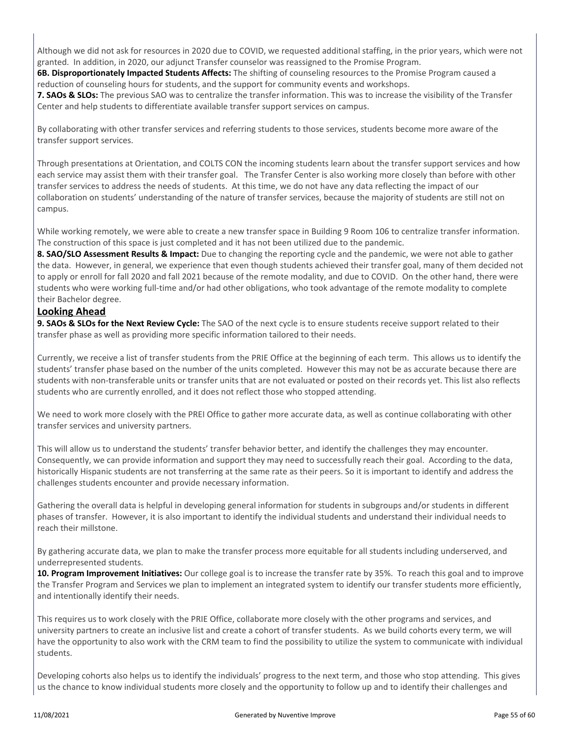Although we did not ask for resources in 2020 due to COVID, we requested additional staffing, in the prior years, which were not granted. In addition, in 2020, our adjunct Transfer counselor was reassigned to the Promise Program.

**6B. Disproportionately Impacted Students Affects:** The shifting of counseling resources to the Promise Program caused a reduction of counseling hours for students, and the support for community events and workshops.

**7. SAOs & SLOs:** The previous SAO was to centralize the transfer information. This was to increase the visibility of the Transfer Center and help students to differentiate available transfer support services on campus.

By collaborating with other transfer services and referring students to those services, students become more aware of the transfer support services.

Through presentations at Orientation, and COLTS CON the incoming students learn about the transfer support services and how each service may assist them with their transfer goal. The Transfer Center is also working more closely than before with other transfer services to address the needs of students. At this time, we do not have any data reflecting the impact of our collaboration on students' understanding of the nature of transfer services, because the majority of students are still not on campus.

While working remotely, we were able to create a new transfer space in Building 9 Room 106 to centralize transfer information. The construction of this space is just completed and it has not been utilized due to the pandemic.

**8. SAO/SLO Assessment Results & Impact:** Due to changing the reporting cycle and the pandemic, we were not able to gather the data. However, in general, we experience that even though students achieved their transfer goal, many of them decided not to apply or enroll for fall 2020 and fall 2021 because of the remote modality, and due to COVID. On the other hand, there were students who were working full-time and/or had other obligations, who took advantage of the remote modality to complete their Bachelor degree.

## Looking Ahead

**9. SAOs & SLOs for the Next Review Cycle:** The SAO of the next cycle is to ensure students receive support related to their transfer phase as well as providing more specific information tailored to their needs.

Currently, we receive a list of transfer students from the PRIE Office at the beginning of each term. This allows us to identify the students' transfer phase based on the number of the units completed. However this may not be as accurate because there are students with non-transferable units or transfer units that are not evaluated or posted on their records yet. This list also reflects students who are currently enrolled, and it does not reflect those who stopped attending.

We need to work more closely with the PREI Office to gather more accurate data, as well as continue collaborating with other transfer services and university partners.

This will allow us to understand the students' transfer behavior better, and identify the challenges they may encounter. Consequently, we can provide information and support they may need to successfully reach their goal. According to the data, historically Hispanic students are not transferring at the same rate as their peers. So it is important to identify and address the challenges students encounter and provide necessary information.

Gathering the overall data is helpful in developing general information for students in subgroups and/or students in different phases of transfer. However, it is also important to identify the individual students and understand their individual needs to reach their millstone.

By gathering accurate data, we plan to make the transfer process more equitable for all students including underserved, and underrepresented students.

**10. Program Improvement Initiatives:** Our college goal is to increase the transfer rate by 35%. To reach this goal and to improve the Transfer Program and Services we plan to implement an integrated system to identify our transfer students more efficiently, and intentionally identify their needs.

This requires us to work closely with the PRIE Office, collaborate more closely with the other programs and services, and university partners to create an inclusive list and create a cohort of transfer students. As we build cohorts every term, we will have the opportunity to also work with the CRM team to find the possibility to utilize the system to communicate with individual students.

Developing cohorts also helps us to identify the individuals' progress to the next term, and those who stop attending. This gives us the chance to know individual students more closely and the opportunity to follow up and to identify their challenges and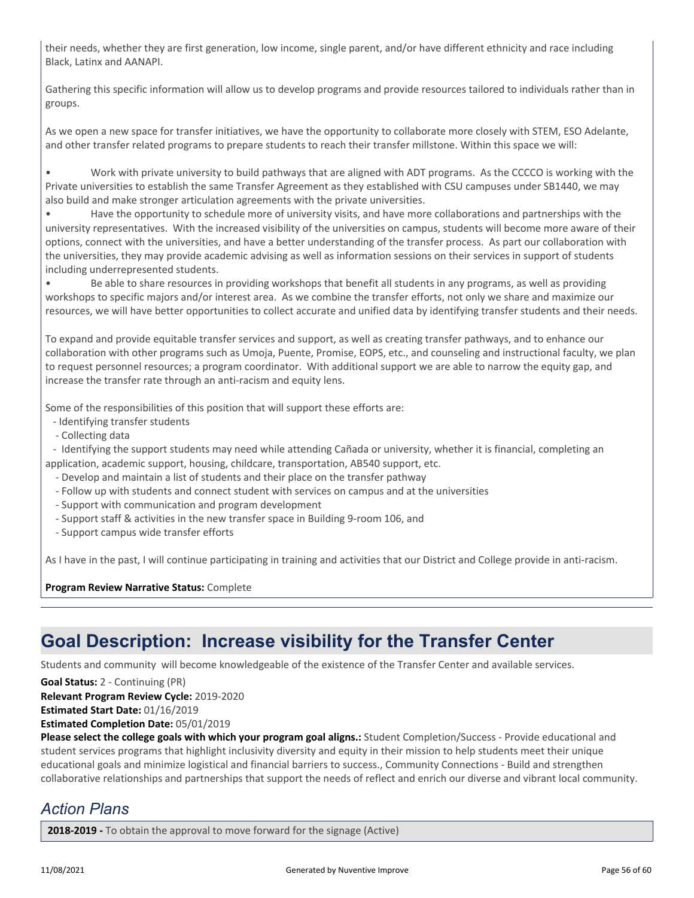their needs, whether they are first generation, low income, single parent, and/or have different ethnicity and race including Black, Latinx and AANAPI.

Gathering this specific information will allow us to develop programs and provide resources tailored to individuals rather than in groups.

As we open a new space for transfer initiatives, we have the opportunity to collaborate more closely with STEM, ESO Adelante, and other transfer related programs to prepare students to reach their transfer millstone. Within this space we will:

- Work with private university to build pathways that are aligned with ADT programs. As the CCCCO is working with the Private universities to establish the same Transfer Agreement as they established with CSU campuses under SB1440, we may also build and make stronger articulation agreements with the private universities.
- Have the opportunity to schedule more of university visits, and have more collaborations and partnerships with the university representatives. With the increased visibility of the universities on campus, students will become more aware of their options, connect with the universities, and have a better understanding of the transfer process. As part our collaboration with the universities, they may provide academic advising as well as information sessions on their services in support of students including underrepresented students.
- Be able to share resources in providing workshops that benefit all students in any programs, as well as providing workshops to specific majors and/or interest area. As we combine the transfer efforts, not only we share and maximize our resources, we will have better opportunities to collect accurate and unified data by identifying transfer students and their needs.

To expand and provide equitable transfer services and support, as well as creating transfer pathways, and to enhance our collaboration with other programs such as Umoja, Puente, Promise, EOPS, etc., and counseling and instructional faculty, we plan to request personnel resources; a program coordinator. With additional support we are able to narrow the equity gap, and increase the transfer rate through an anti-racism and equity lens.

Some of the responsibilities of this position that will support these efforts are:

- Identifying transfer students
- Collecting data
- Identifying the support students may need while attending Cañada or university, whether it is financial, completing an application, academic support, housing, childcare, transportation, AB540 support, etc.
- Develop and maintain a list of students and their place on the transfer pathway
- Follow up with students and connect student with services on campus and at the universities
- Support with communication and program development
- Support staff & activities in the new transfer space in Building 9-room 106, and
- Support campus wide transfer efforts

As I have in the past, I will continue participating in training and activities that our District and College provide in anti-racism.

**Program Review Narrative Status:** Complete

# Goal Description: Increase visibility for the Transfer Center

Students and community will become knowledgeable of the existence of the Transfer Center and available services.

**Goal Status:** 2 - Continuing (PR)
**Relevant Program Review Cycle:** 2019-2020
**Estimated Start Date:** 01/16/2019
**Estimated Completion Date:** 05/01/2019
**Please select the college goals with which your program goal aligns.:** Student Completion/Success - Provide educational and student services programs that highlight inclusivity diversity and equity in their mission to help students meet their unique educational goals and minimize logistical and financial barriers to success., Community Connections - Build and strengthen collaborative relationships and partnerships that support the needs of reflect and enrich our diverse and vibrant local community.

## *Action Plans*

**2018-2019 -** To obtain the approval to move forward for the signage (Active)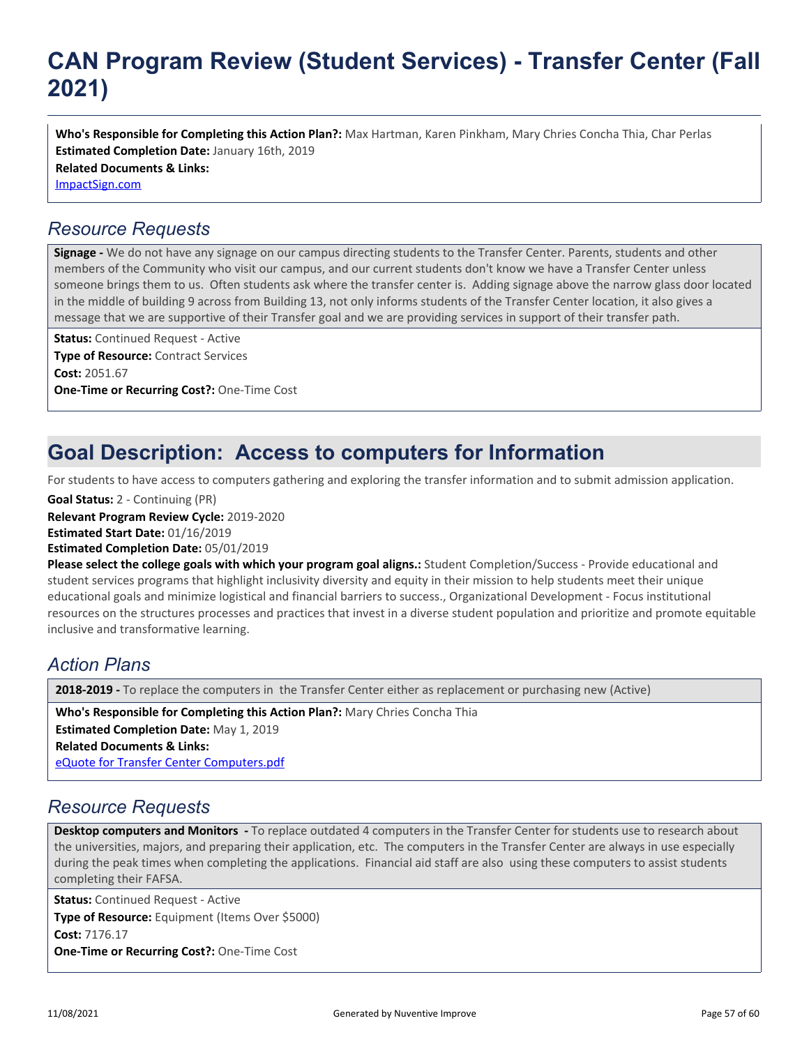# CAN Program Review (Student Services) - Transfer Center (Fall 2021)

**Who's Responsible for Completing this Action Plan?:** Max Hartman, Karen Pinkham, Mary Chries Concha Thia, Char Perlas
**Estimated Completion Date:** January 16th, 2019
**Related Documents & Links:**
[ImpactSign.com]

## *Resource Requests*

**Signage -** We do not have any signage on our campus directing students to the Transfer Center. Parents, students and other members of the Community who visit our campus, and our current students don't know we have a Transfer Center unless someone brings them to us. Often students ask where the transfer center is. Adding signage above the narrow glass door located in the middle of building 9 across from Building 13, not only informs students of the Transfer Center location, it also gives a message that we are supportive of their Transfer goal and we are providing services in support of their transfer path.

**Status:** Continued Request - Active
**Type of Resource:** Contract Services
**Cost:** 2051.67
**One-Time or Recurring Cost?:** One-Time Cost

## Goal Description: Access to computers for Information

For students to have access to computers gathering and exploring the transfer information and to submit admission application.

**Goal Status:** 2 - Continuing (PR)
**Relevant Program Review Cycle:** 2019-2020
**Estimated Start Date:** 01/16/2019
**Estimated Completion Date:** 05/01/2019
**Please select the college goals with which your program goal aligns.:** Student Completion/Success - Provide educational and student services programs that highlight inclusivity diversity and equity in their mission to help students meet their unique educational goals and minimize logistical and financial barriers to success., Organizational Development - Focus institutional resources on the structures processes and practices that invest in a diverse student population and prioritize and promote equitable inclusive and transformative learning.

## *Action Plans*

**2018-2019 -** To replace the computers in the Transfer Center either as replacement or purchasing new (Active)

**Who's Responsible for Completing this Action Plan?:** Mary Chries Concha Thia
**Estimated Completion Date:** May 1, 2019
**Related Documents & Links:**
[eQuote for Transfer Center Computers.pdf]

## *Resource Requests*

**Desktop computers and Monitors -** To replace outdated 4 computers in the Transfer Center for students use to research about the universities, majors, and preparing their application, etc. The computers in the Transfer Center are always in use especially during the peak times when completing the applications. Financial aid staff are also using these computers to assist students completing their FAFSA.

**Status:** Continued Request - Active
**Type of Resource:** Equipment (Items Over $5000)
**Cost:** 7176.17
**One-Time or Recurring Cost?:** One-Time Cost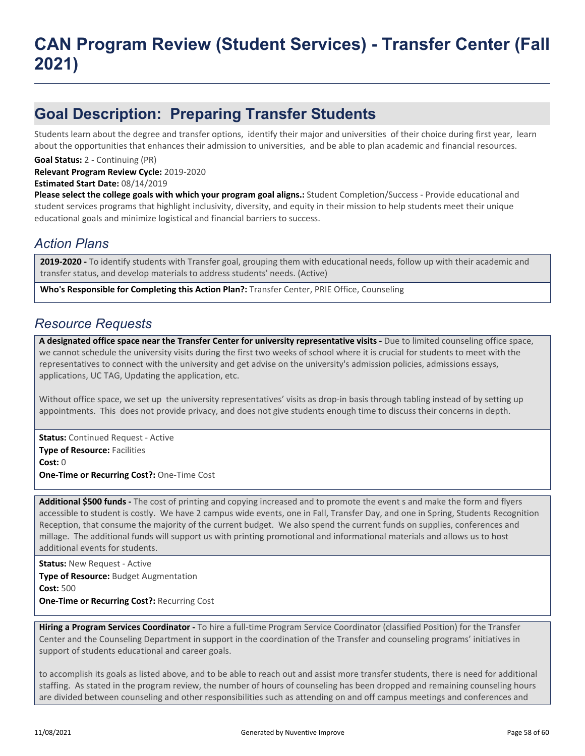# CAN Program Review (Student Services) - Transfer Center (Fall 2021)

## Goal Description: Preparing Transfer Students

Students learn about the degree and transfer options, identify their major and universities of their choice during first year, learn about the opportunities that enhances their admission to universities, and be able to plan academic and financial resources.

**Goal Status:** 2 - Continuing (PR)
**Relevant Program Review Cycle:** 2019-2020
**Estimated Start Date:** 08/14/2019
**Please select the college goals with which your program goal aligns.:** Student Completion/Success - Provide educational and student services programs that highlight inclusivity, diversity, and equity in their mission to help students meet their unique educational goals and minimize logistical and financial barriers to success.

### *Action Plans*

**2019-2020 -** To identify students with Transfer goal, grouping them with educational needs, follow up with their academic and transfer status, and develop materials to address students' needs. (Active)

**Who's Responsible for Completing this Action Plan?:** Transfer Center, PRIE Office, Counseling

### *Resource Requests*

**A designated office space near the Transfer Center for university representative visits -** Due to limited counseling office space, we cannot schedule the university visits during the first two weeks of school where it is crucial for students to meet with the representatives to connect with the university and get advise on the university's admission policies, admissions essays, applications, UC TAG, Updating the application, etc.

Without office space, we set up the university representatives' visits as drop-in basis through tabling instead of by setting up appointments. This does not provide privacy, and does not give students enough time to discuss their concerns in depth.

**Status:** Continued Request - Active
**Type of Resource:** Facilities
**Cost:** 0
**One-Time or Recurring Cost?:** One-Time Cost

**Additional $500 funds -** The cost of printing and copying increased and to promote the event s and make the form and flyers accessible to student is costly. We have 2 campus wide events, one in Fall, Transfer Day, and one in Spring, Students Recognition Reception, that consume the majority of the current budget. We also spend the current funds on supplies, conferences and millage. The additional funds will support us with printing promotional and informational materials and allows us to host additional events for students.

**Status:** New Request - Active
**Type of Resource:** Budget Augmentation
**Cost:** 500
**One-Time or Recurring Cost?:** Recurring Cost

**Hiring a Program Services Coordinator -** To hire a full-time Program Service Coordinator (classified Position) for the Transfer Center and the Counseling Department in support in the coordination of the Transfer and counseling programs' initiatives in support of students educational and career goals.

to accomplish its goals as listed above, and to be able to reach out and assist more transfer students, there is need for additional staffing. As stated in the program review, the number of hours of counseling has been dropped and remaining counseling hours are divided between counseling and other responsibilities such as attending on and off campus meetings and conferences and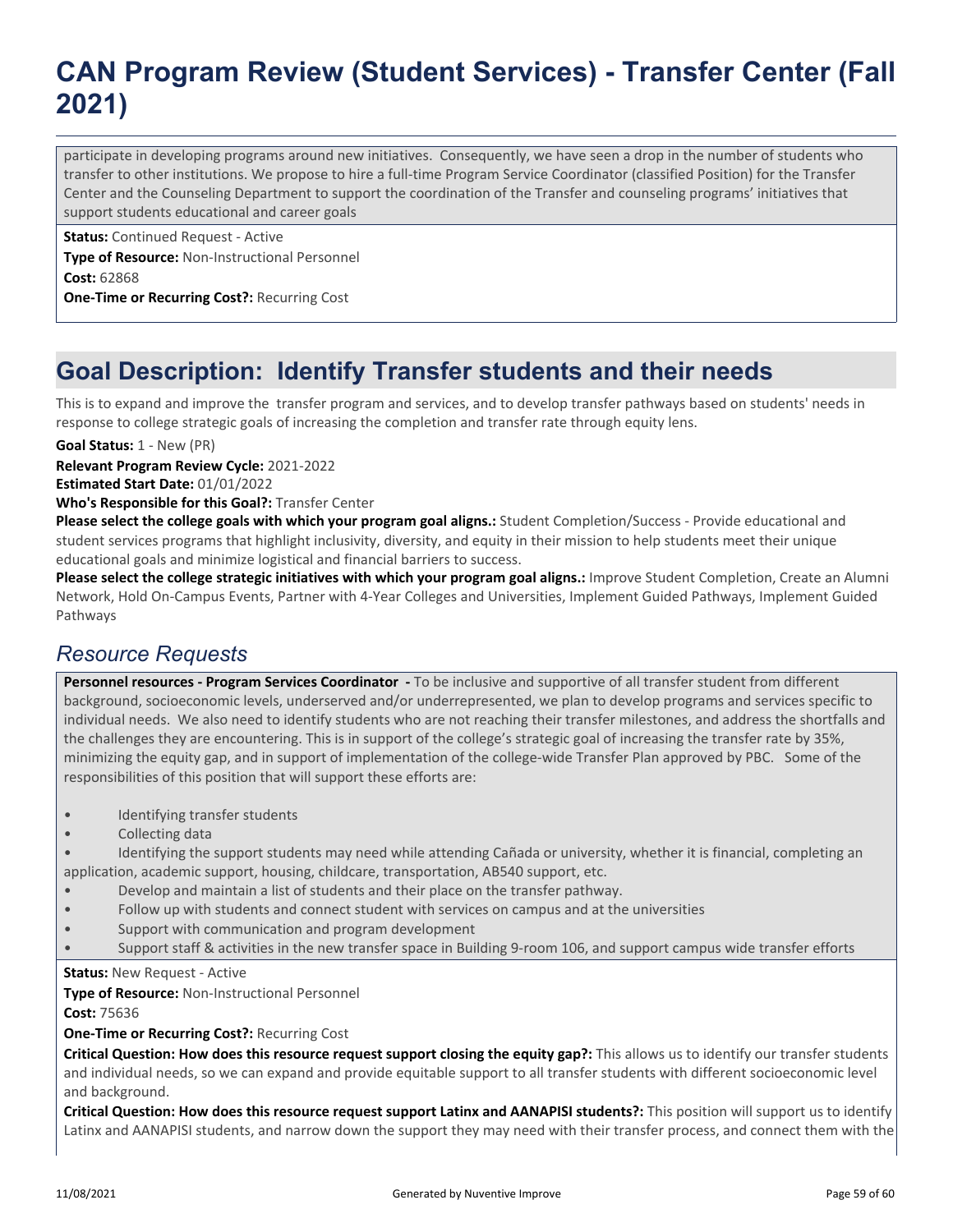participate in developing programs around new initiatives.  Consequently, we have seen a drop in the number of students who transfer to other institutions. We propose to hire a full-time Program Service Coordinator (classified Position) for the Transfer Center and the Counseling Department to support the coordination of the Transfer and counseling programs' initiatives that support students educational and career goals

**Status:** Continued Request - Active

**Type of Resource:** Non-Instructional Personnel

**Cost:** 62868

**One-Time or Recurring Cost?:** Recurring Cost

## Goal Description:  Identify Transfer students and their needs

This is to expand and improve the  transfer program and services, and to develop transfer pathways based on students' needs in response to college strategic goals of increasing the completion and transfer rate through equity lens.

**Goal Status:** 1 - New (PR)

**Relevant Program Review Cycle:** 2021-2022

**Estimated Start Date:** 01/01/2022

**Who's Responsible for this Goal?:** Transfer Center

**Please select the college goals with which your program goal aligns.:** Student Completion/Success - Provide educational and student services programs that highlight inclusivity, diversity, and equity in their mission to help students meet their unique educational goals and minimize logistical and financial barriers to success.

**Please select the college strategic initiatives with which your program goal aligns.:** Improve Student Completion, Create an Alumni Network, Hold On-Campus Events, Partner with 4-Year Colleges and Universities, Implement Guided Pathways, Implement Guided Pathways

### *Resource Requests*

**Personnel resources - Program Services Coordinator  -** To be inclusive and supportive of all transfer student from different background, socioeconomic levels, underserved and/or underrepresented, we plan to develop programs and services specific to individual needs.  We also need to identify students who are not reaching their transfer milestones, and address the shortfalls and the challenges they are encountering. This is in support of the college's strategic goal of increasing the transfer rate by 35%, minimizing the equity gap, and in support of implementation of the college-wide Transfer Plan approved by PBC.   Some of the responsibilities of this position that will support these efforts are:

- Identifying transfer students
- Collecting data
- Identifying the support students may need while attending Cañada or university, whether it is financial, completing an application, academic support, housing, childcare, transportation, AB540 support, etc.
- Develop and maintain a list of students and their place on the transfer pathway.
- Follow up with students and connect student with services on campus and at the universities
- Support with communication and program development
- Support staff & activities in the new transfer space in Building 9-room 106, and support campus wide transfer efforts

**Status:** New Request - Active

**Type of Resource:** Non-Instructional Personnel

**Cost:** 75636

**One-Time or Recurring Cost?:** Recurring Cost

**Critical Question: How does this resource request support closing the equity gap?:** This allows us to identify our transfer students and individual needs, so we can expand and provide equitable support to all transfer students with different socioeconomic level and background.

**Critical Question: How does this resource request support Latinx and AANAPISI students?:** This position will support us to identify Latinx and AANAPISI students, and narrow down the support they may need with their transfer process, and connect them with the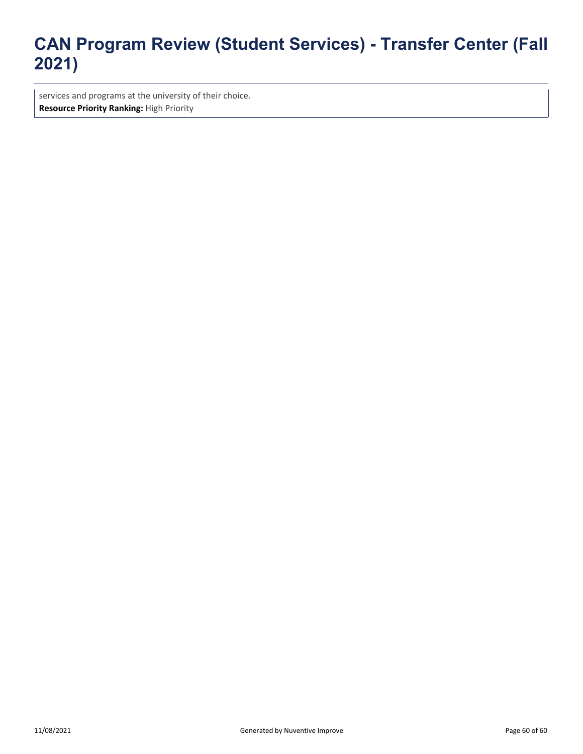services and programs at the university of their choice.
**Resource Priority Ranking:** High Priority